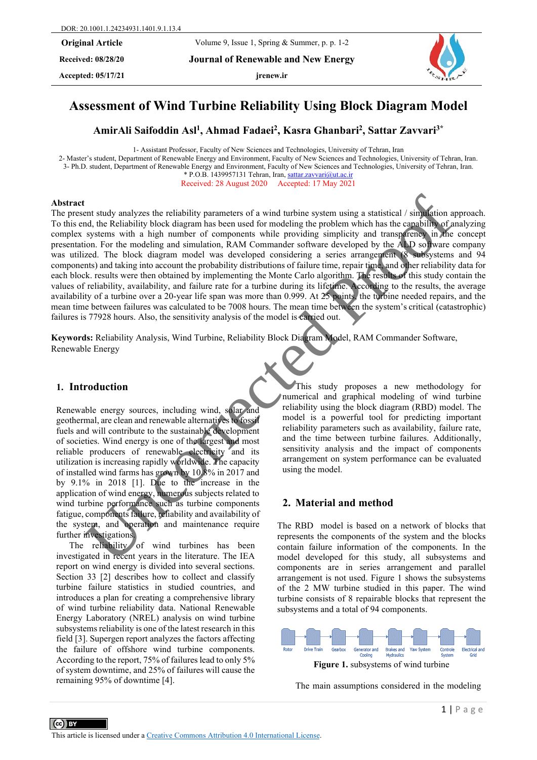DOR: 20.1001.1.24234931.1401.9.1.13.4

**Original Article**

**Received: 08/28/20**

**Accepted: 05/17/21**

**Journal of Renewable and New Energy**

jrenew.ir

# Assessment of Wind Turbine Reliability Using Block Diagram Model

**AmirAli Saifoddin Asl[1], Ahmad Fadaei[2], Kasra Ghanbari[2], Sattar Zavvari[3*]**

1- Assistant Professor, Faculty of New Sciences and Technologies, University of Tehran, Iran
2- Master's student, Department of Renewable Energy and Environment, Faculty of New Sciences and Technologies, University of Tehran, Iran.
3- Ph.D. student, Department of Renewable Energy and Environment, Faculty of New Sciences and Technologies, University of Tehran, Iran.
* P.O.B. 1439957131 Tehran, Iran, sattar.zavvari@ut.ac.ir

Received: 28 August 2020 Accepted: 17 May 2021

## Abstract

The present study analyzes the reliability parameters of a wind turbine system using a statistical / simulation approach. To this end, the Reliability block diagram has been used for modeling the problem which has the capability of analyzing complex systems with a high number of components while providing simplicity and transparency in the concept presentation. For the modeling and simulation, RAM Commander software developed by the ALD software company was utilized. The block diagram model was developed considering a series arrangement (8 subsystems and 94 components) and taking into account the probability distributions of failure time, repair time, and other reliability data for each block. results were then obtained by implementing the Monte Carlo algorithm. The results of this study contain the values of reliability, availability, and failure rate for a turbine during its lifetime. According to the results, the average availability of a turbine over a 20-year life span was more than 0.999. At 25 points, the turbine needed repairs, and the mean time between failures was calculated to be 7008 hours. The mean time between the system's critical (catastrophic) failures is 77928 hours. Also, the sensitivity analysis of the model is carried out.

**Keywords:** Reliability Analysis, Wind Turbine, Reliability Block Diagram Model, RAM Commander Software, Renewable Energy

## 1. Introduction

Renewable energy sources, including wind, solar and geothermal, are clean and renewable alternatives to fossil fuels and will contribute to the sustainable development of societies. Wind energy is one of the largest and most reliable producers of renewable electricity and its utilization is increasing rapidly worldwide. The capacity of installed wind farms has grown by 10.8% in 2017 and by 9.1% in 2018 [1]. Due to the increase in the application of wind energy, numerous subjects related to wind turbine performance such as turbine components fatigue, components failure, reliability and availability of the system, and operation and maintenance require further investigations.

The reliability of wind turbines has been investigated in recent years in the literature. The IEA report on wind energy is divided into several sections. Section 33 [2] describes how to collect and classify turbine failure statistics in studied countries, and introduces a plan for creating a comprehensive library of wind turbine reliability data. National Renewable Energy Laboratory (NREL) analysis on wind turbine subsystems reliability is one of the latest research in this field [3]. Supergen report analyzes the factors affecting the failure of offshore wind turbine components. According to the report, 75% of failures lead to only 5% of system downtime, and 25% of failures will cause the remaining 95% of downtime [4].

This study proposes a new methodology for numerical and graphical modeling of wind turbine reliability using the block diagram (RBD) model. The model is a powerful tool for predicting important reliability parameters such as availability, failure rate, and the time between turbine failures. Additionally, sensitivity analysis and the impact of components arrangement on system performance can be evaluated using the model.

## 2. Material and method

The RBD model is based on a network of blocks that represents the components of the system and the blocks contain failure information of the components. In the model developed for this study, all subsystems and components are in series arrangement and parallel arrangement is not used. Figure 1 shows the subsystems of the 2 MW turbine studied in this paper. The wind turbine consists of 8 repairable blocks that represent the subsystems and a total of 94 components.

Rotor
Drive Train
Gearbox
Generator and Cooling
Brakes and Hydraulics
Yaw System
Controle System
Electrical and Grid

**Figure 1.** subsystems of wind turbine

The main assumptions considered in the modeling

This article is licensed under a Creative Commons Attribution 4.0 International License.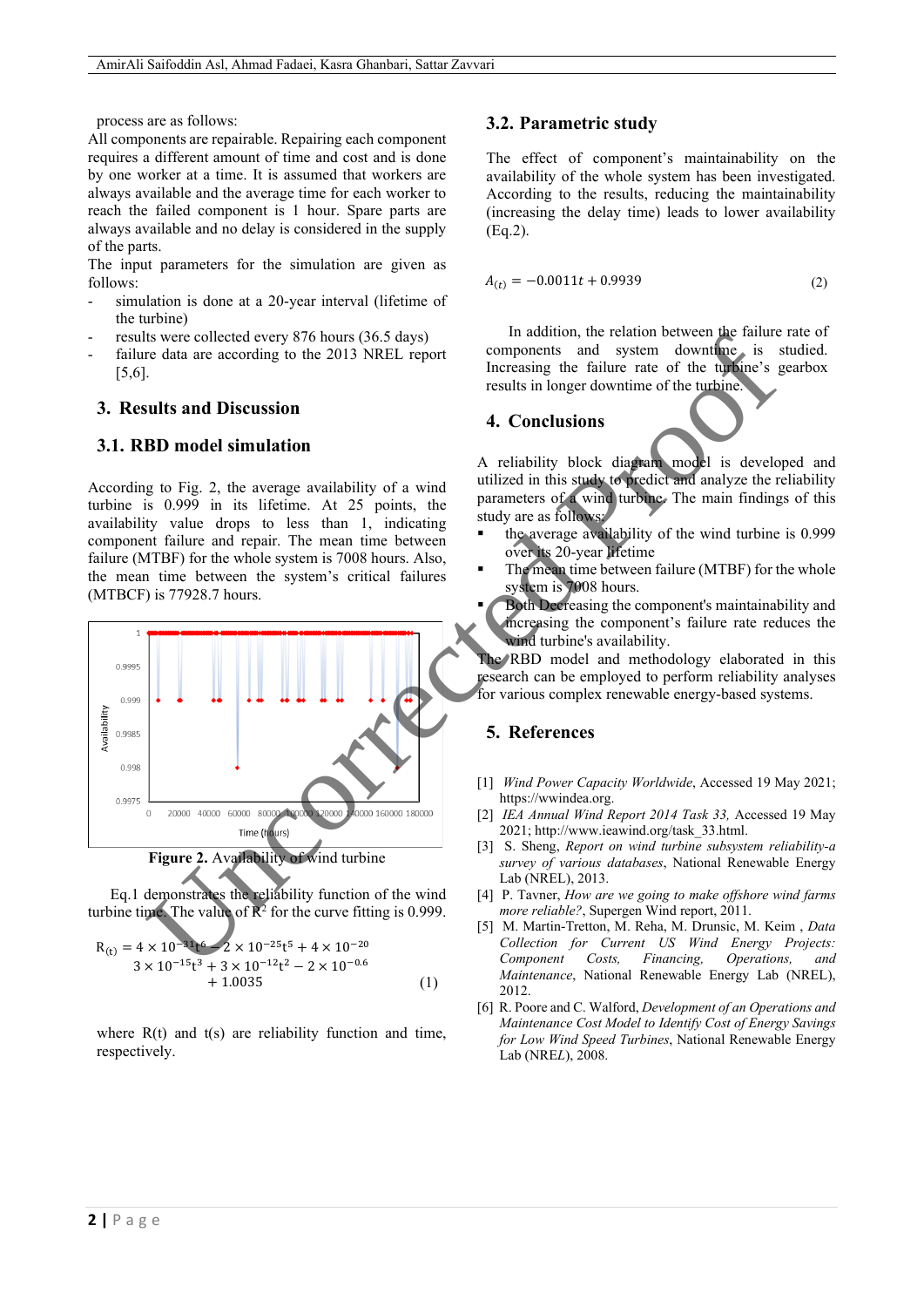process are as follows:

All components are repairable. Repairing each component requires a different amount of time and cost and is done by one worker at a time. It is assumed that workers are always available and the average time for each worker to reach the failed component is 1 hour. Spare parts are always available and no delay is considered in the supply of the parts.

The input parameters for the simulation are given as follows:

- simulation is done at a 20-year interval (lifetime of the turbine)
- results were collected every 876 hours (36.5 days)
- failure data are according to the 2013 NREL report [5,6].

## 3. Results and Discussion

### 3.1. RBD model simulation

According to Fig. 2, the average availability of a wind turbine is 0.999 in its lifetime. At 25 points, the availability value drops to less than 1, indicating component failure and repair. The mean time between failure (MTBF) for the whole system is 7008 hours. Also, the mean time between the system's critical failures (MTBCF) is 77928.7 hours.

1
0.9995
0.999
0.9985
0.998
0.9975
Availability
0 20000 40000 60000 80000 100000 120000 140000 160000 180000
Time (hours)

**Figure 2.** Availability of wind turbine

Eq.1 demonstrates the reliability function of the wind turbine time. The value of $R^2$ for the curve fitting is 0.999.

$$R_{(t)} = 4 \times 10^{-31}t^6 - 2 \times 10^{-25}t^5 + 4 \times 10^{-20} \\ 3 \times 10^{-15}t^3 + 3 \times 10^{-12}t^2 - 2 \times 10^{-0.6} \\ + 1.0035 \qquad (1)$$

where R(t) and t(s) are reliability function and time, respectively.

### 3.2. Parametric study

The effect of component's maintainability on the availability of the whole system has been investigated. According to the results, reducing the maintainability (increasing the delay time) leads to lower availability (Eq.2).

$$A_{(t)} = -0.0011t + 0.9939 \qquad (2)$$

In addition, the relation between the failure rate of components and system downtime is studied. Increasing the failure rate of the turbine's gearbox results in longer downtime of the turbine.

## 4. Conclusions

A reliability block diagram model is developed and utilized in this study to predict and analyze the reliability parameters of a wind turbine. The main findings of this study are as follows:

- the average availability of the wind turbine is 0.999 over its 20-year lifetime
- The mean time between failure (MTBF) for the whole system is 7008 hours.
- Both Decreasing the component's maintainability and increasing the component's failure rate reduces the wind turbine's availability.

The RBD model and methodology elaborated in this research can be employed to perform reliability analyses for various complex renewable energy-based systems.

## 5. References

[1] *Wind Power Capacity Worldwide*, Accessed 19 May 2021; https://wwindea.org.

[2] *IEA Annual Wind Report 2014 Task 33,* Accessed 19 May 2021; http://www.ieawind.org/task_33.html.

[3] S. Sheng, *Report on wind turbine subsystem reliability-a survey of various databases*, National Renewable Energy Lab (NREL), 2013.

[4] P. Tavner, *How are we going to make offshore wind farms more reliable?*, Supergen Wind report, 2011.

[5] M. Martin-Tretton, M. Reha, M. Drunsic, M. Keim , *Data Collection for Current US Wind Energy Projects: Component Costs, Financing, Operations, and Maintenance*, National Renewable Energy Lab (NREL), 2012.

[6] R. Poore and C. Walford, *Development of an Operations and Maintenance Cost Model to Identify Cost of Energy Savings for Low Wind Speed Turbines*, National Renewable Energy Lab (NREL), 2008.